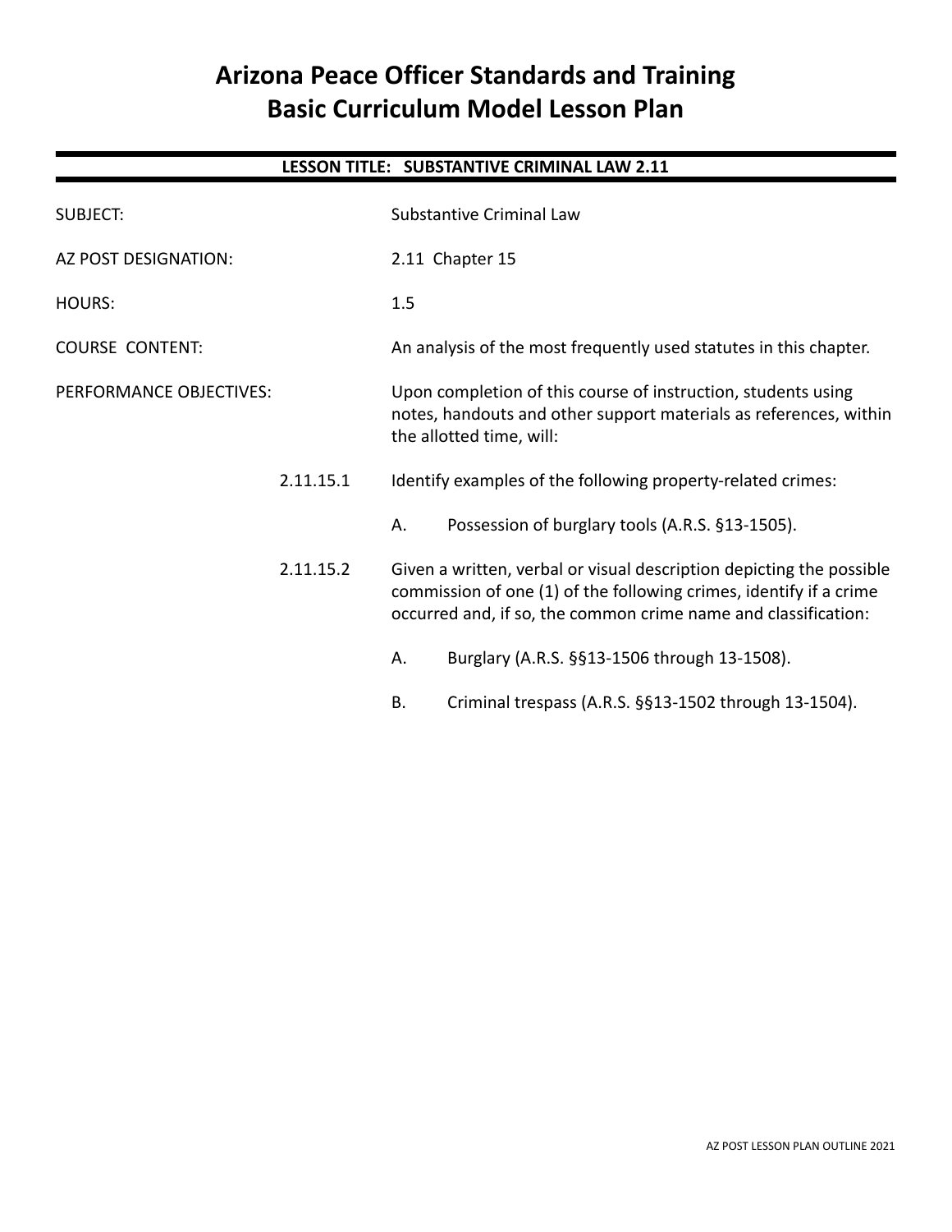# Arizona Peace Officer Standards and Training
# Basic Curriculum Model Lesson Plan

**LESSON TITLE: SUBSTANTIVE CRIMINAL LAW 2.11**

SUBJECT: Substantive Criminal Law

AZ POST DESIGNATION: 2.11 Chapter 15

HOURS: 1.5

COURSE CONTENT: An analysis of the most frequently used statutes in this chapter.

PERFORMANCE OBJECTIVES: Upon completion of this course of instruction, students using notes, handouts and other support materials as references, within the allotted time, will:

2.11.15.1 Identify examples of the following property-related crimes:

- A. Possession of burglary tools (A.R.S. §13-1505).

2.11.15.2 Given a written, verbal or visual description depicting the possible commission of one (1) of the following crimes, identify if a crime occurred and, if so, the common crime name and classification:

- A. Burglary (A.R.S. §§13-1506 through 13-1508).
- B. Criminal trespass (A.R.S. §§13-1502 through 13-1504).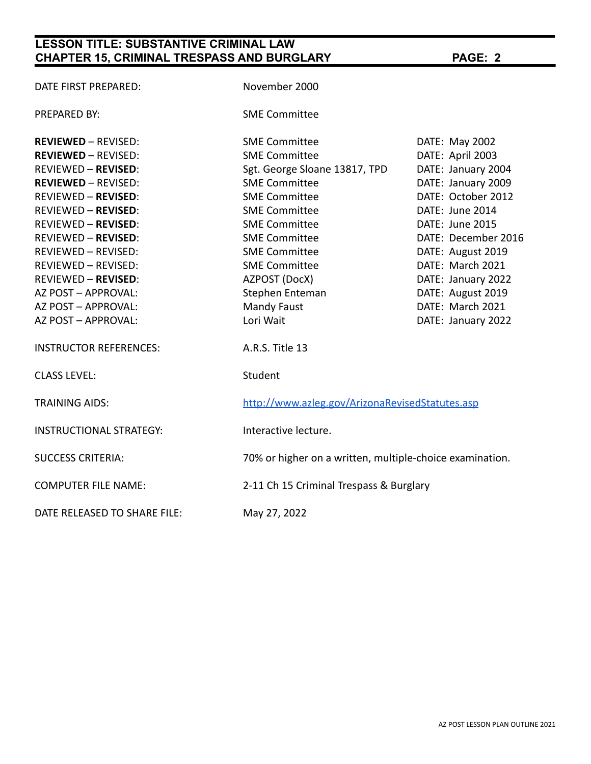| | | |
|---|---|---|
| DATE FIRST PREPARED: | November 2000 | |
| PREPARED BY: | SME Committee | |
| **REVIEWED** – REVISED: | SME Committee | DATE: May 2002 |
| **REVIEWED** – REVISED: | SME Committee | DATE: April 2003 |
| REVIEWED – **REVISED**: | Sgt. George Sloane 13817, TPD | DATE: January 2004 |
| **REVIEWED** – REVISED: | SME Committee | DATE: January 2009 |
| REVIEWED – **REVISED**: | SME Committee | DATE: October 2012 |
| REVIEWED – **REVISED**: | SME Committee | DATE: June 2014 |
| REVIEWED – **REVISED**: | SME Committee | DATE: June 2015 |
| REVIEWED – **REVISED**: | SME Committee | DATE: December 2016 |
| REVIEWED – REVISED: | SME Committee | DATE: August 2019 |
| REVIEWED – REVISED: | SME Committee | DATE: March 2021 |
| REVIEWED – **REVISED**: | AZPOST (DocX) | DATE: January 2022 |
| AZ POST – APPROVAL: | Stephen Enteman | DATE: August 2019 |
| AZ POST – APPROVAL: | Mandy Faust | DATE: March 2021 |
| AZ POST – APPROVAL: | Lori Wait | DATE: January 2022 |
| INSTRUCTOR REFERENCES: | A.R.S. Title 13 | |
| CLASS LEVEL: | Student | |
| TRAINING AIDS: | http://www.azleg.gov/ArizonaRevisedStatutes.asp | |
| INSTRUCTIONAL STRATEGY: | Interactive lecture. | |
| SUCCESS CRITERIA: | 70% or higher on a written, multiple-choice examination. | |
| COMPUTER FILE NAME: | 2-11 Ch 15 Criminal Trespass & Burglary | |
| DATE RELEASED TO SHARE FILE: | May 27, 2022 | |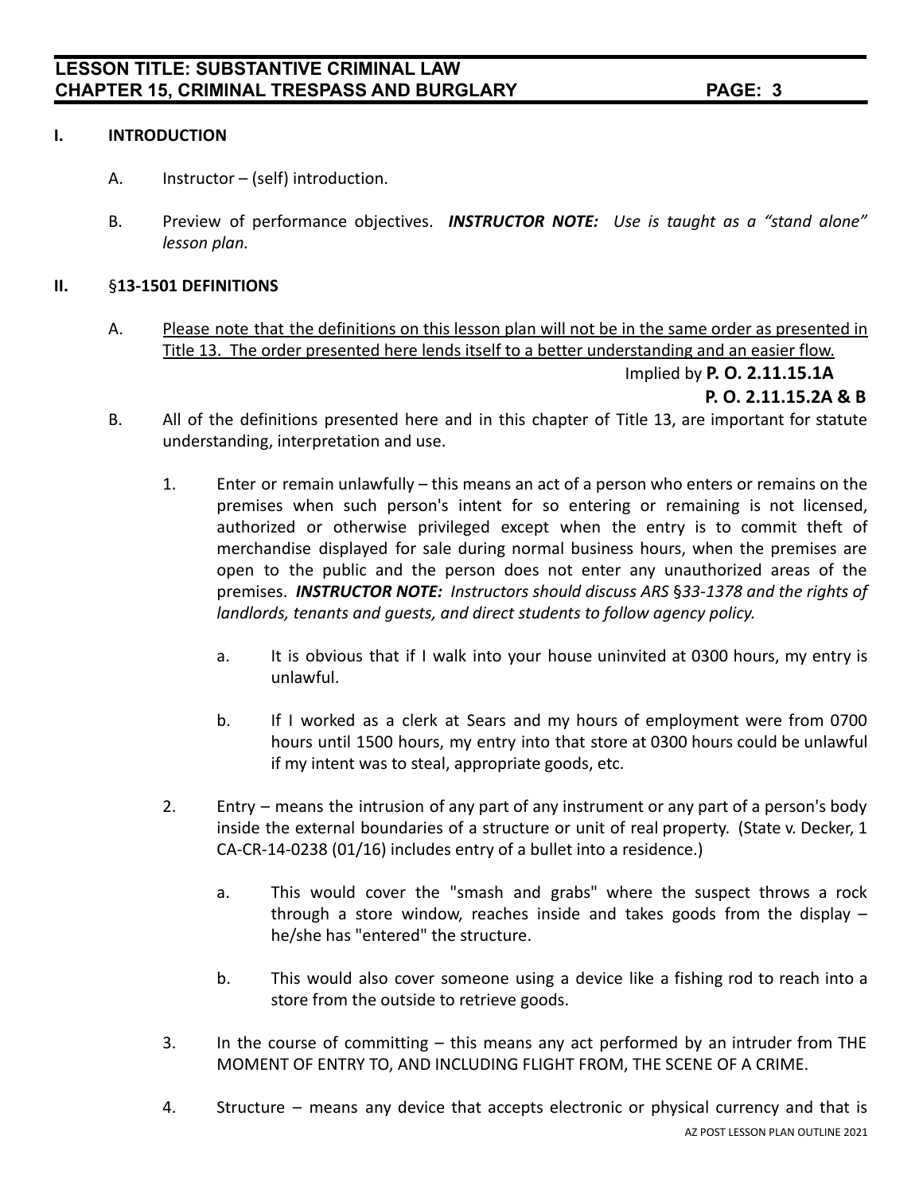## I. INTRODUCTION

A. Instructor – (self) introduction.

B. Preview of performance objectives. ***INSTRUCTOR NOTE:*** *Use is taught as a "stand alone" lesson plan.*

## II. §13-1501 DEFINITIONS

A. Please note that the definitions on this lesson plan will not be in the same order as presented in Title 13. The order presented here lends itself to a better understanding and an easier flow.

Implied by **P. O. 2.11.15.1A**
**P. O. 2.11.15.2A & B**

B. All of the definitions presented here and in this chapter of Title 13, are important for statute understanding, interpretation and use.

1. Enter or remain unlawfully – this means an act of a person who enters or remains on the premises when such person's intent for so entering or remaining is not licensed, authorized or otherwise privileged except when the entry is to commit theft of merchandise displayed for sale during normal business hours, when the premises are open to the public and the person does not enter any unauthorized areas of the premises. ***INSTRUCTOR NOTE:*** *Instructors should discuss ARS §33-1378 and the rights of landlords, tenants and guests, and direct students to follow agency policy.*

   a. It is obvious that if I walk into your house uninvited at 0300 hours, my entry is unlawful.

   b. If I worked as a clerk at Sears and my hours of employment were from 0700 hours until 1500 hours, my entry into that store at 0300 hours could be unlawful if my intent was to steal, appropriate goods, etc.

2. Entry – means the intrusion of any part of any instrument or any part of a person's body inside the external boundaries of a structure or unit of real property. (State v. Decker, 1 CA-CR-14-0238 (01/16) includes entry of a bullet into a residence.)

   a. This would cover the "smash and grabs" where the suspect throws a rock through a store window, reaches inside and takes goods from the display – he/she has "entered" the structure.

   b. This would also cover someone using a device like a fishing rod to reach into a store from the outside to retrieve goods.

3. In the course of committing – this means any act performed by an intruder from THE MOMENT OF ENTRY TO, AND INCLUDING FLIGHT FROM, THE SCENE OF A CRIME.

4. Structure – means any device that accepts electronic or physical currency and that is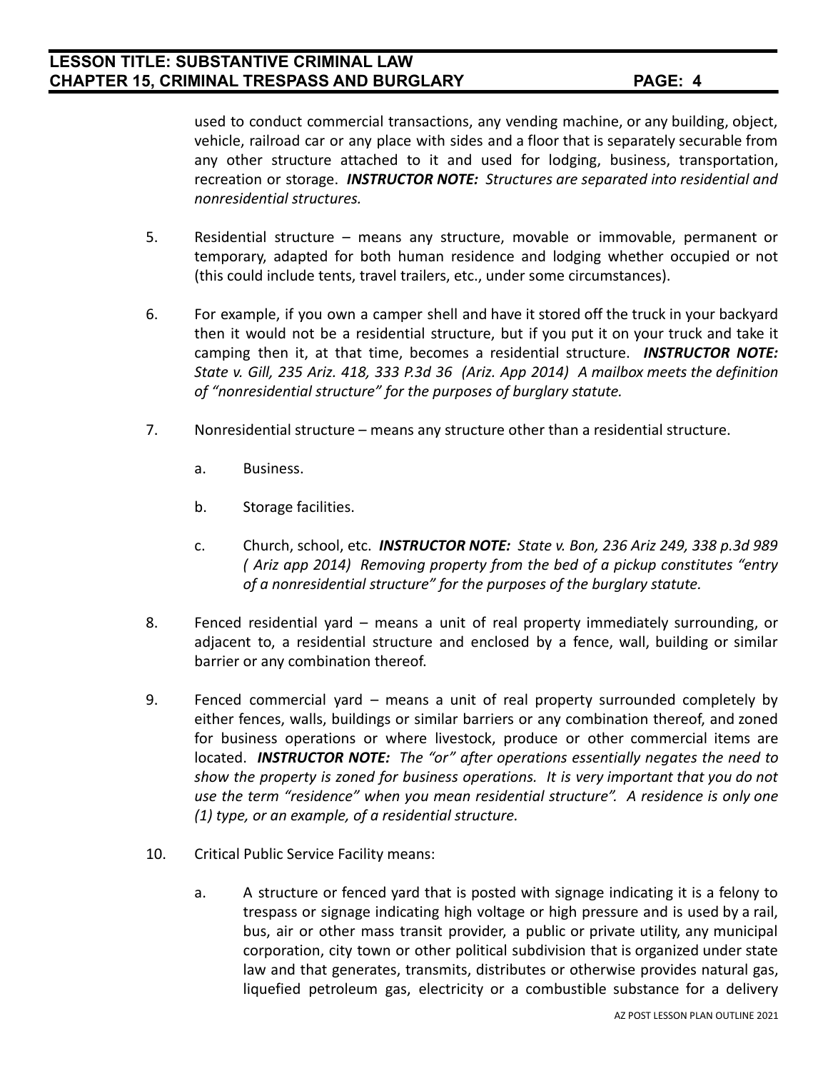used to conduct commercial transactions, any vending machine, or any building, object, vehicle, railroad car or any place with sides and a floor that is separately securable from any other structure attached to it and used for lodging, business, transportation, recreation or storage. ***INSTRUCTOR NOTE:*** *Structures are separated into residential and nonresidential structures.*

5. Residential structure – means any structure, movable or immovable, permanent or temporary, adapted for both human residence and lodging whether occupied or not (this could include tents, travel trailers, etc., under some circumstances).

6. For example, if you own a camper shell and have it stored off the truck in your backyard then it would not be a residential structure, but if you put it on your truck and take it camping then it, at that time, becomes a residential structure. ***INSTRUCTOR NOTE:*** *State v. Gill, 235 Ariz. 418, 333 P.3d 36 (Ariz. App 2014) A mailbox meets the definition of "nonresidential structure" for the purposes of burglary statute.*

7. Nonresidential structure – means any structure other than a residential structure.

   a. Business.

   b. Storage facilities.

   c. Church, school, etc. ***INSTRUCTOR NOTE:*** *State v. Bon, 236 Ariz 249, 338 p.3d 989 ( Ariz app 2014) Removing property from the bed of a pickup constitutes "entry of a nonresidential structure" for the purposes of the burglary statute.*

8. Fenced residential yard – means a unit of real property immediately surrounding, or adjacent to, a residential structure and enclosed by a fence, wall, building or similar barrier or any combination thereof.

9. Fenced commercial yard – means a unit of real property surrounded completely by either fences, walls, buildings or similar barriers or any combination thereof, and zoned for business operations or where livestock, produce or other commercial items are located. ***INSTRUCTOR NOTE:*** *The "or" after operations essentially negates the need to show the property is zoned for business operations. It is very important that you do not use the term "residence" when you mean residential structure". A residence is only one (1) type, or an example, of a residential structure.*

10. Critical Public Service Facility means:

    a. A structure or fenced yard that is posted with signage indicating it is a felony to trespass or signage indicating high voltage or high pressure and is used by a rail, bus, air or other mass transit provider, a public or private utility, any municipal corporation, city town or other political subdivision that is organized under state law and that generates, transmits, distributes or otherwise provides natural gas, liquefied petroleum gas, electricity or a combustible substance for a delivery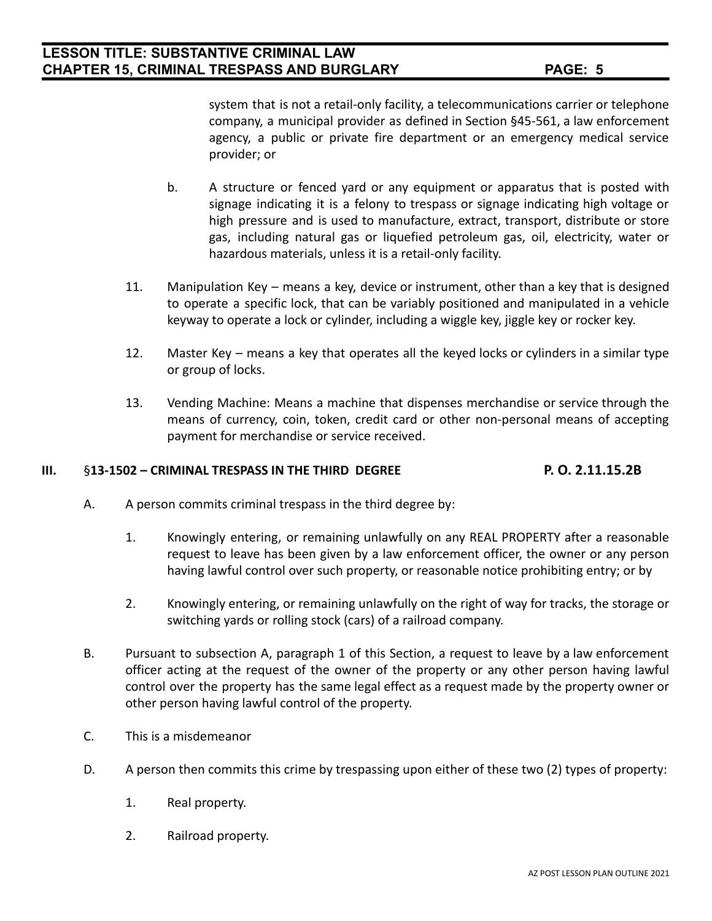system that is not a retail-only facility, a telecommunications carrier or telephone company, a municipal provider as defined in Section §45-561, a law enforcement agency, a public or private fire department or an emergency medical service provider; or

b. A structure or fenced yard or any equipment or apparatus that is posted with signage indicating it is a felony to trespass or signage indicating high voltage or high pressure and is used to manufacture, extract, transport, distribute or store gas, including natural gas or liquefied petroleum gas, oil, electricity, water or hazardous materials, unless it is a retail-only facility.

11. Manipulation Key – means a key, device or instrument, other than a key that is designed to operate a specific lock, that can be variably positioned and manipulated in a vehicle keyway to operate a lock or cylinder, including a wiggle key, jiggle key or rocker key.

12. Master Key – means a key that operates all the keyed locks or cylinders in a similar type or group of locks.

13. Vending Machine: Means a machine that dispenses merchandise or service through the means of currency, coin, token, credit card or other non-personal means of accepting payment for merchandise or service received.

## III. §13-1502 – CRIMINAL TRESPASS IN THE THIRD DEGREE — P. O. 2.11.15.2B

A. A person commits criminal trespass in the third degree by:

1. Knowingly entering, or remaining unlawfully on any REAL PROPERTY after a reasonable request to leave has been given by a law enforcement officer, the owner or any person having lawful control over such property, or reasonable notice prohibiting entry; or by

2. Knowingly entering, or remaining unlawfully on the right of way for tracks, the storage or switching yards or rolling stock (cars) of a railroad company.

B. Pursuant to subsection A, paragraph 1 of this Section, a request to leave by a law enforcement officer acting at the request of the owner of the property or any other person having lawful control over the property has the same legal effect as a request made by the property owner or other person having lawful control of the property.

C. This is a misdemeanor

D. A person then commits this crime by trespassing upon either of these two (2) types of property:

1. Real property.

2. Railroad property.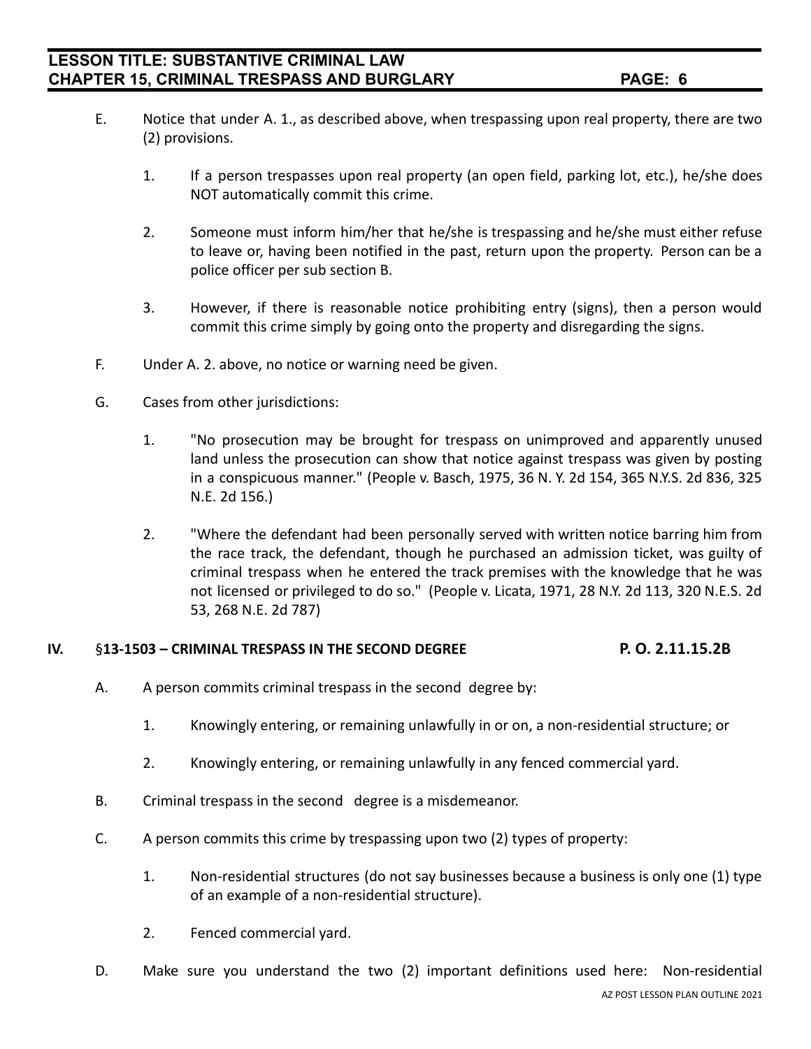E. Notice that under A. 1., as described above, when trespassing upon real property, there are two (2) provisions.

1. If a person trespasses upon real property (an open field, parking lot, etc.), he/she does NOT automatically commit this crime.

2. Someone must inform him/her that he/she is trespassing and he/she must either refuse to leave or, having been notified in the past, return upon the property. Person can be a police officer per sub section B.

3. However, if there is reasonable notice prohibiting entry (signs), then a person would commit this crime simply by going onto the property and disregarding the signs.

F. Under A. 2. above, no notice or warning need be given.

G. Cases from other jurisdictions:

1. "No prosecution may be brought for trespass on unimproved and apparently unused land unless the prosecution can show that notice against trespass was given by posting in a conspicuous manner." (People v. Basch, 1975, 36 N. Y. 2d 154, 365 N.Y.S. 2d 836, 325 N.E. 2d 156.)

2. "Where the defendant had been personally served with written notice barring him from the race track, the defendant, though he purchased an admission ticket, was guilty of criminal trespass when he entered the track premises with the knowledge that he was not licensed or privileged to do so." (People v. Licata, 1971, 28 N.Y. 2d 113, 320 N.E.S. 2d 53, 268 N.E. 2d 787)

## IV. §13-1503 – CRIMINAL TRESPASS IN THE SECOND DEGREE **P. O. 2.11.15.2B**

A. A person commits criminal trespass in the second degree by:

1. Knowingly entering, or remaining unlawfully in or on, a non-residential structure; or

2. Knowingly entering, or remaining unlawfully in any fenced commercial yard.

B. Criminal trespass in the second degree is a misdemeanor.

C. A person commits this crime by trespassing upon two (2) types of property:

1. Non-residential structures (do not say businesses because a business is only one (1) type of an example of a non-residential structure).

2. Fenced commercial yard.

D. Make sure you understand the two (2) important definitions used here: Non-residential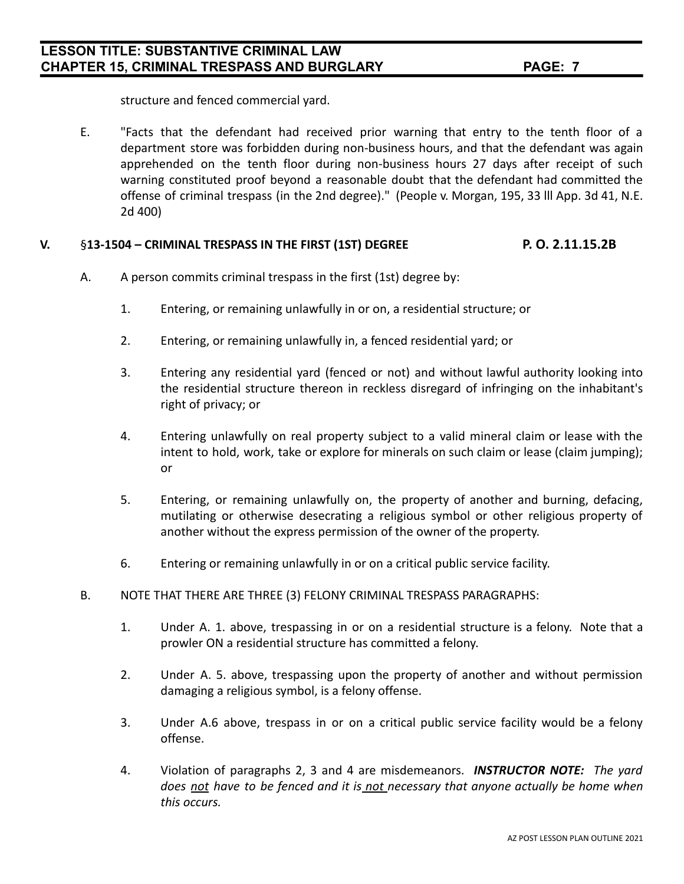structure and fenced commercial yard.

E. "Facts that the defendant had received prior warning that entry to the tenth floor of a department store was forbidden during non-business hours, and that the defendant was again apprehended on the tenth floor during non-business hours 27 days after receipt of such warning constituted proof beyond a reasonable doubt that the defendant had committed the offense of criminal trespass (in the 2nd degree)." (People v. Morgan, 195, 33 lll App. 3d 41, N.E. 2d 400)

## V. §13-1504 – CRIMINAL TRESPASS IN THE FIRST (1ST) DEGREE — P. O. 2.11.15.2B

A. A person commits criminal trespass in the first (1st) degree by:

1. Entering, or remaining unlawfully in or on, a residential structure; or

2. Entering, or remaining unlawfully in, a fenced residential yard; or

3. Entering any residential yard (fenced or not) and without lawful authority looking into the residential structure thereon in reckless disregard of infringing on the inhabitant's right of privacy; or

4. Entering unlawfully on real property subject to a valid mineral claim or lease with the intent to hold, work, take or explore for minerals on such claim or lease (claim jumping); or

5. Entering, or remaining unlawfully on, the property of another and burning, defacing, mutilating or otherwise desecrating a religious symbol or other religious property of another without the express permission of the owner of the property.

6. Entering or remaining unlawfully in or on a critical public service facility.

B. NOTE THAT THERE ARE THREE (3) FELONY CRIMINAL TRESPASS PARAGRAPHS:

1. Under A. 1. above, trespassing in or on a residential structure is a felony. Note that a prowler ON a residential structure has committed a felony.

2. Under A. 5. above, trespassing upon the property of another and without permission damaging a religious symbol, is a felony offense.

3. Under A.6 above, trespass in or on a critical public service facility would be a felony offense.

4. Violation of paragraphs 2, 3 and 4 are misdemeanors. ***INSTRUCTOR NOTE:*** *The yard does <u>not</u> have to be fenced and it is <u>not</u> necessary that anyone actually be home when this occurs.*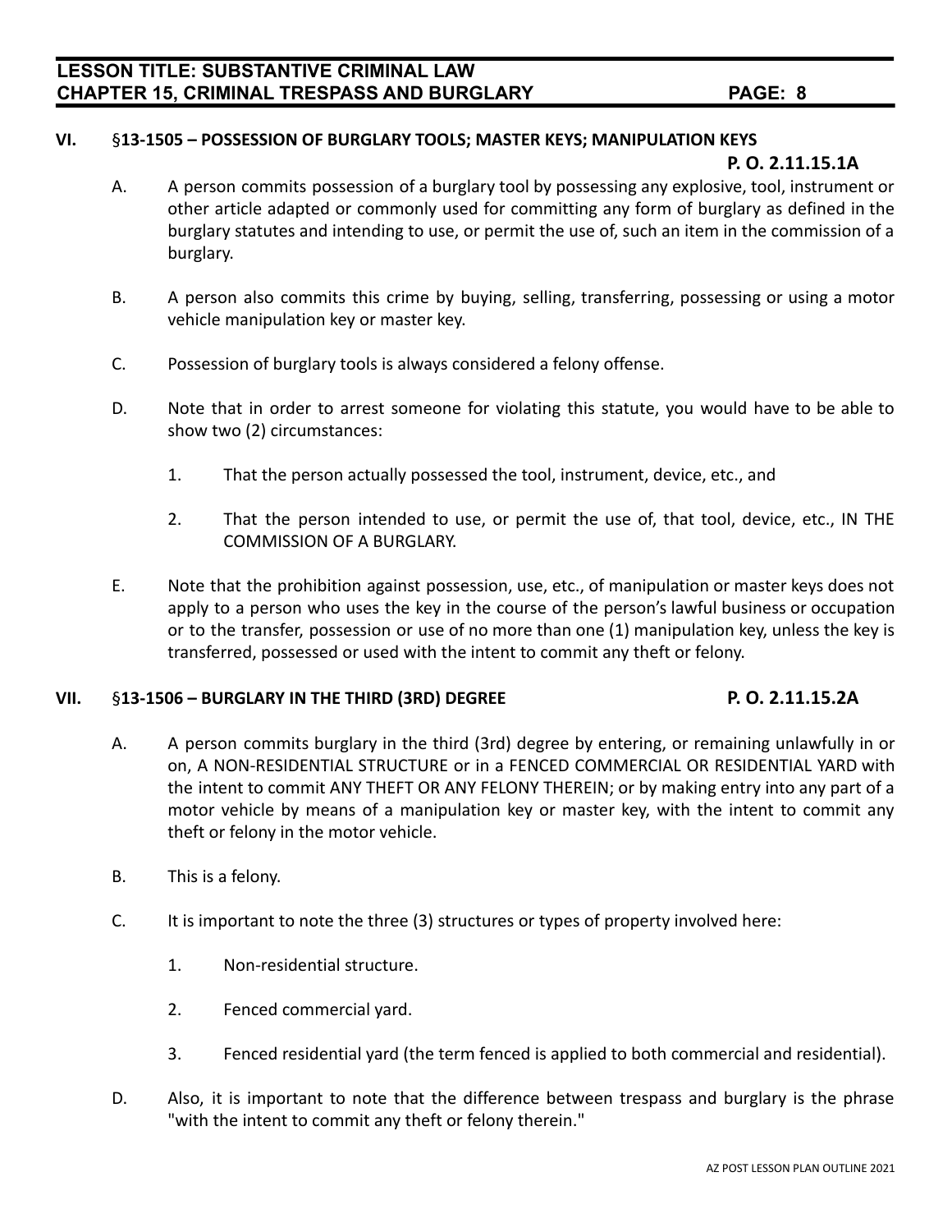## VI. §13-1505 – POSSESSION OF BURGLARY TOOLS; MASTER KEYS; MANIPULATION KEYS

**P. O. 2.11.15.1A**

A. A person commits possession of a burglary tool by possessing any explosive, tool, instrument or other article adapted or commonly used for committing any form of burglary as defined in the burglary statutes and intending to use, or permit the use of, such an item in the commission of a burglary.

B. A person also commits this crime by buying, selling, transferring, possessing or using a motor vehicle manipulation key or master key.

C. Possession of burglary tools is always considered a felony offense.

D. Note that in order to arrest someone for violating this statute, you would have to be able to show two (2) circumstances:

1. That the person actually possessed the tool, instrument, device, etc., and

2. That the person intended to use, or permit the use of, that tool, device, etc., IN THE COMMISSION OF A BURGLARY.

E. Note that the prohibition against possession, use, etc., of manipulation or master keys does not apply to a person who uses the key in the course of the person's lawful business or occupation or to the transfer, possession or use of no more than one (1) manipulation key, unless the key is transferred, possessed or used with the intent to commit any theft or felony.

## VII. §13-1506 – BURGLARY IN THE THIRD (3RD) DEGREE

**P. O. 2.11.15.2A**

A. A person commits burglary in the third (3rd) degree by entering, or remaining unlawfully in or on, A NON-RESIDENTIAL STRUCTURE or in a FENCED COMMERCIAL OR RESIDENTIAL YARD with the intent to commit ANY THEFT OR ANY FELONY THEREIN; or by making entry into any part of a motor vehicle by means of a manipulation key or master key, with the intent to commit any theft or felony in the motor vehicle.

B. This is a felony.

C. It is important to note the three (3) structures or types of property involved here:

1. Non-residential structure.

2. Fenced commercial yard.

3. Fenced residential yard (the term fenced is applied to both commercial and residential).

D. Also, it is important to note that the difference between trespass and burglary is the phrase "with the intent to commit any theft or felony therein."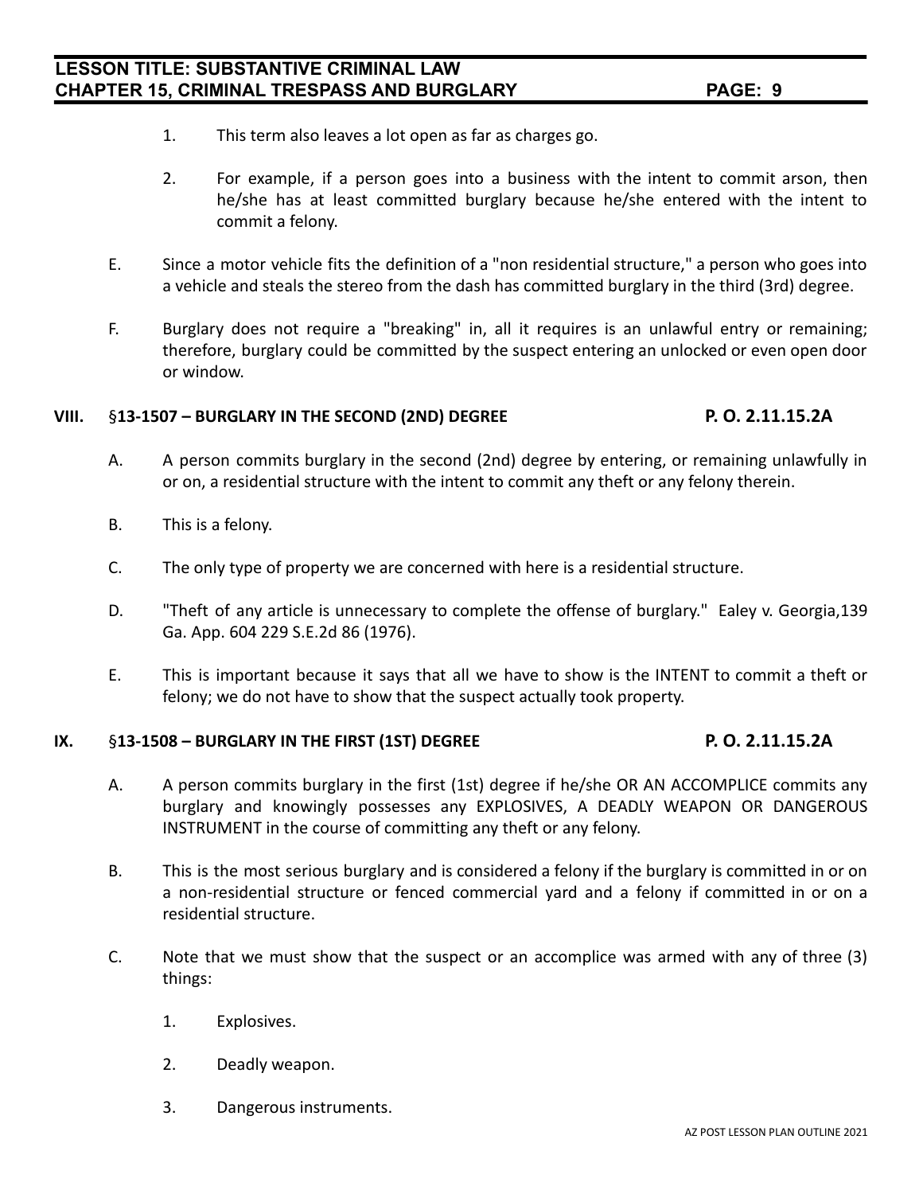1. This term also leaves a lot open as far as charges go.

2. For example, if a person goes into a business with the intent to commit arson, then he/she has at least committed burglary because he/she entered with the intent to commit a felony.

E. Since a motor vehicle fits the definition of a "non residential structure," a person who goes into a vehicle and steals the stereo from the dash has committed burglary in the third (3rd) degree.

F. Burglary does not require a "breaking" in, all it requires is an unlawful entry or remaining; therefore, burglary could be committed by the suspect entering an unlocked or even open door or window.

## VIII. §13-1507 – BURGLARY IN THE SECOND (2ND) DEGREE P. O. 2.11.15.2A

A. A person commits burglary in the second (2nd) degree by entering, or remaining unlawfully in or on, a residential structure with the intent to commit any theft or any felony therein.

B. This is a felony.

C. The only type of property we are concerned with here is a residential structure.

D. "Theft of any article is unnecessary to complete the offense of burglary." Ealey v. Georgia,139 Ga. App. 604 229 S.E.2d 86 (1976).

E. This is important because it says that all we have to show is the INTENT to commit a theft or felony; we do not have to show that the suspect actually took property.

## IX. §13-1508 – BURGLARY IN THE FIRST (1ST) DEGREE P. O. 2.11.15.2A

A. A person commits burglary in the first (1st) degree if he/she OR AN ACCOMPLICE commits any burglary and knowingly possesses any EXPLOSIVES, A DEADLY WEAPON OR DANGEROUS INSTRUMENT in the course of committing any theft or any felony.

B. This is the most serious burglary and is considered a felony if the burglary is committed in or on a non-residential structure or fenced commercial yard and a felony if committed in or on a residential structure.

C. Note that we must show that the suspect or an accomplice was armed with any of three (3) things:

1. Explosives.

2. Deadly weapon.

3. Dangerous instruments.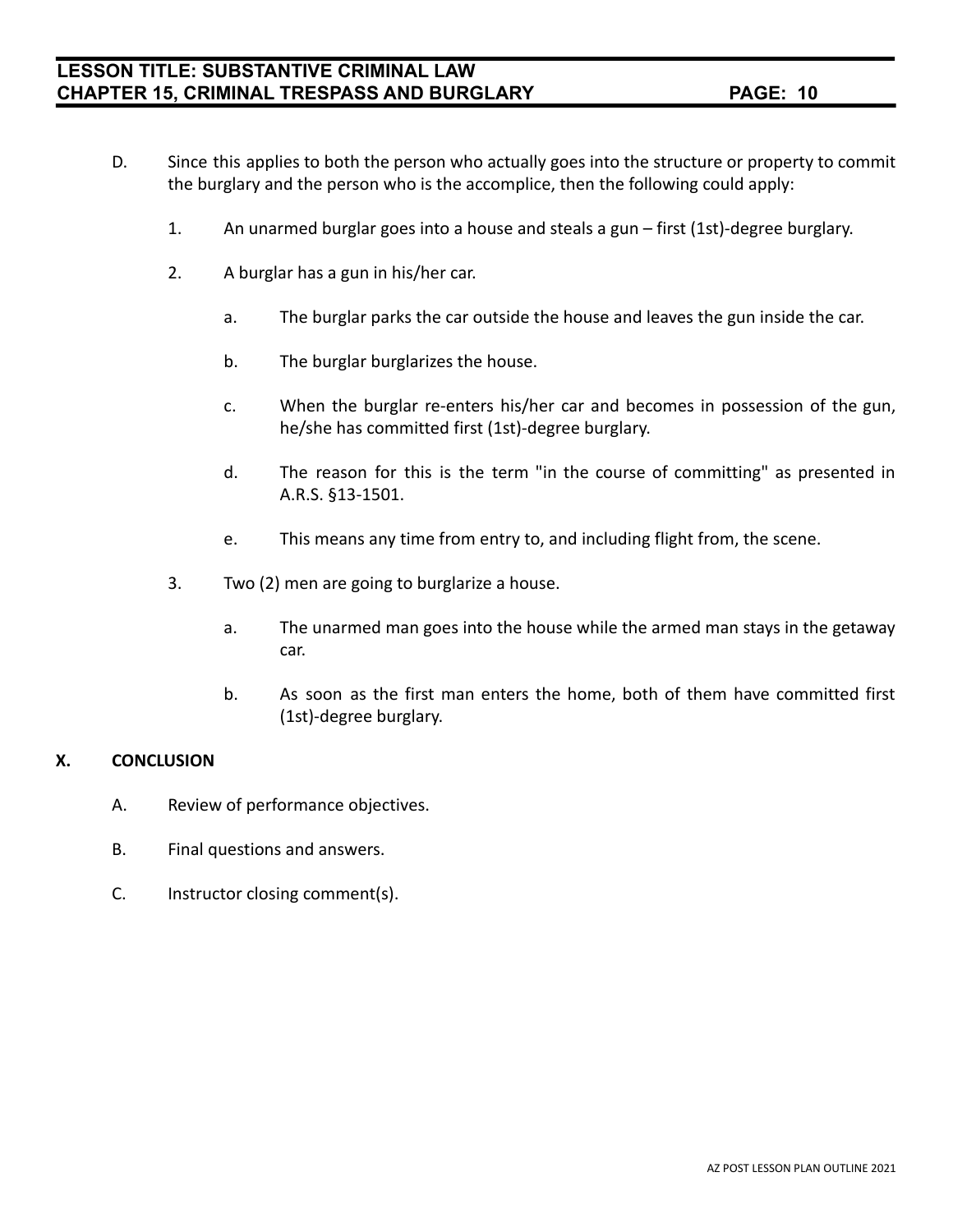D. Since this applies to both the person who actually goes into the structure or property to commit the burglary and the person who is the accomplice, then the following could apply:

1. An unarmed burglar goes into a house and steals a gun – first (1st)-degree burglary.

2. A burglar has a gun in his/her car.

   a. The burglar parks the car outside the house and leaves the gun inside the car.

   b. The burglar burglarizes the house.

   c. When the burglar re-enters his/her car and becomes in possession of the gun, he/she has committed first (1st)-degree burglary.

   d. The reason for this is the term "in the course of committing" as presented in A.R.S. §13-1501.

   e. This means any time from entry to, and including flight from, the scene.

3. Two (2) men are going to burglarize a house.

   a. The unarmed man goes into the house while the armed man stays in the getaway car.

   b. As soon as the first man enters the home, both of them have committed first (1st)-degree burglary.

## X. CONCLUSION

A. Review of performance objectives.

B. Final questions and answers.

C. Instructor closing comment(s).